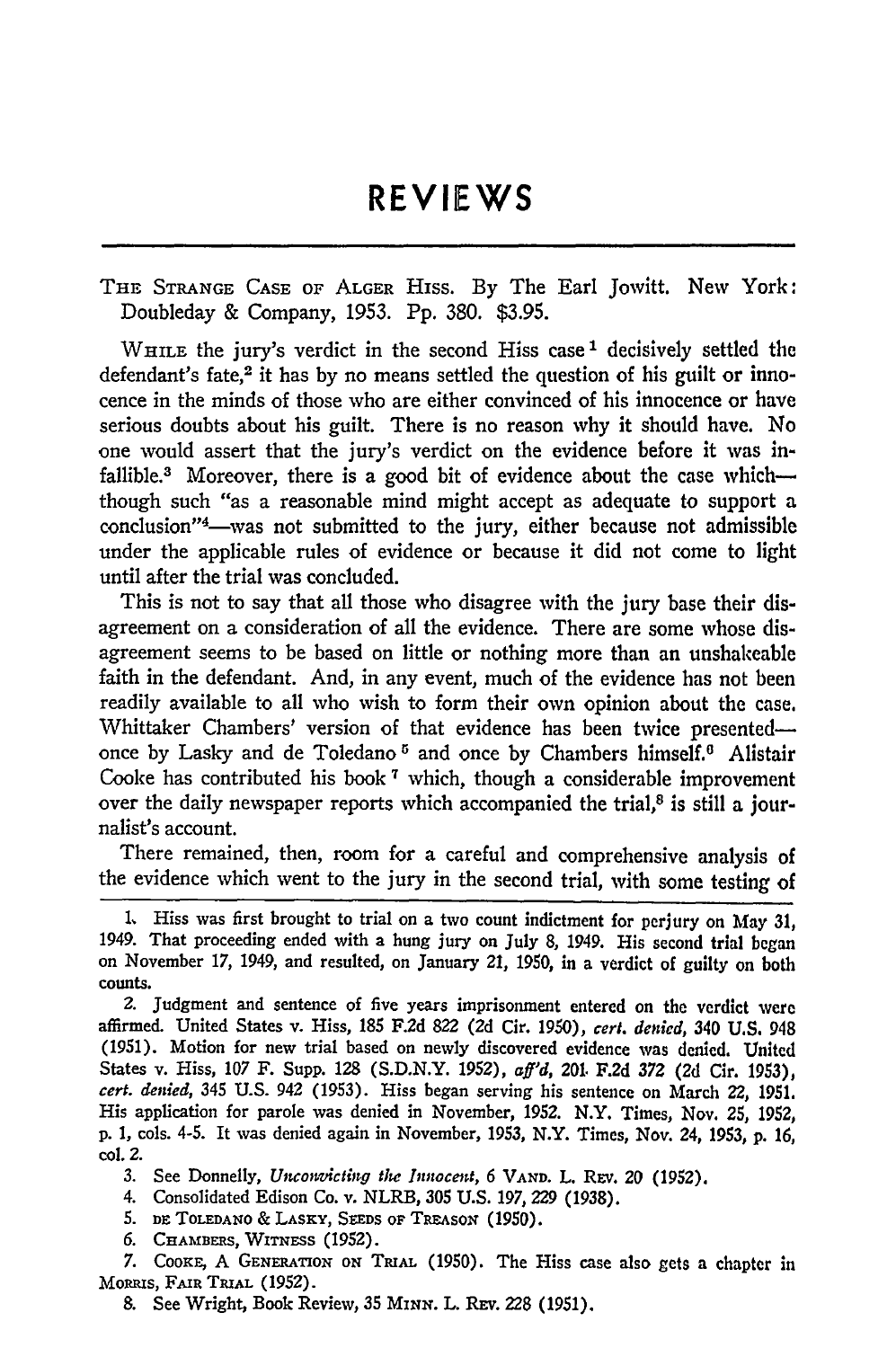# REVIEWS

THE STRANGE CASE OF ALGER HISS. By The Earl Jowitt. New York: Doubleday & Company, 1953. Pp. 380. $3.95.

WHILE the jury's verdict in the second Hiss case[1] decisively settled the defendant's fate,[2] it has by no means settled the question of his guilt or innocence in the minds of those who are either convinced of his innocence or have serious doubts about his guilt. There is no reason why it should have. No one would assert that the jury's verdict on the evidence before it was infallible.[3] Moreover, there is a good bit of evidence about the case which—though such "as a reasonable mind might accept as adequate to support a conclusion"[4]—was not submitted to the jury, either because not admissible under the applicable rules of evidence or because it did not come to light until after the trial was concluded.

This is not to say that all those who disagree with the jury base their disagreement on a consideration of all the evidence. There are some whose disagreement seems to be based on little or nothing more than an unshakeable faith in the defendant. And, in any event, much of the evidence has not been readily available to all who wish to form their own opinion about the case. Whittaker Chambers' version of that evidence has been twice presented—once by Lasky and de Toledano[5] and once by Chambers himself.[6] Alistair Cooke has contributed his book[7] which, though a considerable improvement over the daily newspaper reports which accompanied the trial,[8] is still a journalist's account.

There remained, then, room for a careful and comprehensive analysis of the evidence which went to the jury in the second trial, with some testing of

---

1. Hiss was first brought to trial on a two count indictment for perjury on May 31, 1949. That proceeding ended with a hung jury on July 8, 1949. His second trial began on November 17, 1949, and resulted, on January 21, 1950, in a verdict of guilty on both counts.

2. Judgment and sentence of five years imprisonment entered on the verdict were affirmed. United States v. Hiss, 185 F.2d 822 (2d Cir. 1950), *cert. denied*, 340 U.S. 948 (1951). Motion for new trial based on newly discovered evidence was denied. United States v. Hiss, 107 F. Supp. 128 (S.D.N.Y. 1952), *aff'd*, 201 F.2d 372 (2d Cir. 1953), *cert. denied*, 345 U.S. 942 (1953). Hiss began serving his sentence on March 22, 1951. His application for parole was denied in November, 1952. N.Y. Times, Nov. 25, 1952, p. 1, cols. 4-5. It was denied again in November, 1953, N.Y. Times, Nov. 24, 1953, p. 16, col. 2.

3. See Donnelly, *Unconvicting the Innocent*, 6 VAND. L. REV. 20 (1952).

4. Consolidated Edison Co. v. NLRB, 305 U.S. 197, 229 (1938).

5. DE TOLEDANO & LASKY, SEEDS OF TREASON (1950).

6. CHAMBERS, WITNESS (1952).

7. COOKE, A GENERATION ON TRIAL (1950). The Hiss case also gets a chapter in MORRIS, FAIR TRIAL (1952).

8. See Wright, Book Review, 35 MINN. L. REV. 228 (1951).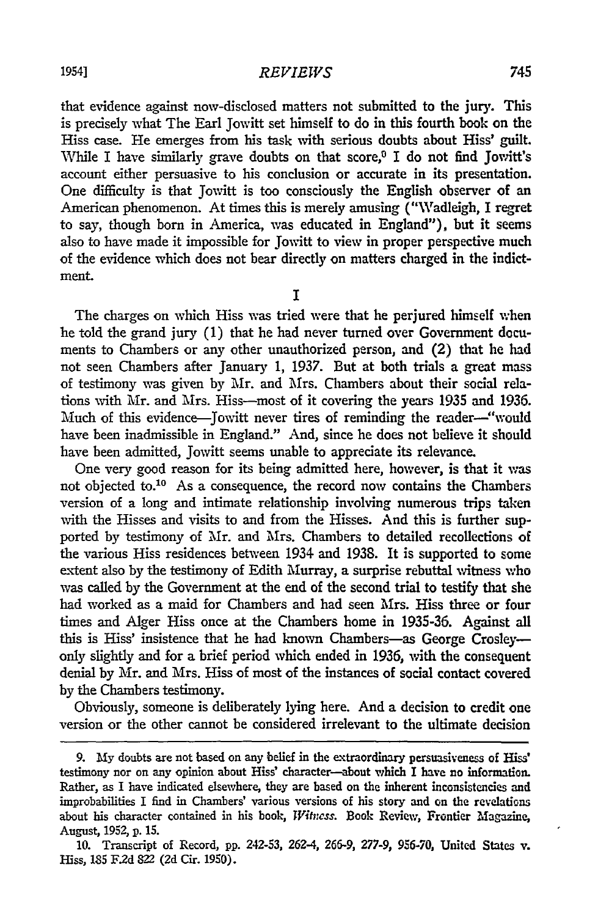that evidence against now-disclosed matters not submitted to the jury. This is precisely what The Earl Jowitt set himself to do in this fourth book on the Hiss case. He emerges from his task with serious doubts about Hiss' guilt. While I have similarly grave doubts on that score,[9] I do not find Jowitt's account either persuasive to his conclusion or accurate in its presentation. One difficulty is that Jowitt is too consciously the English observer of an American phenomenon. At times this is merely amusing ("Wadleigh, I regret to say, though born in America, was educated in England"), but it seems also to have made it impossible for Jowitt to view in proper perspective much of the evidence which does not bear directly on matters charged in the indictment.

## I

The charges on which Hiss was tried were that he perjured himself when he told the grand jury (1) that he had never turned over Government documents to Chambers or any other unauthorized person, and (2) that he had not seen Chambers after January 1, 1937. But at both trials a great mass of testimony was given by Mr. and Mrs. Chambers about their social relations with Mr. and Mrs. Hiss—most of it covering the years 1935 and 1936. Much of this evidence—Jowitt never tires of reminding the reader—"would have been inadmissible in England." And, since he does not believe it should have been admitted, Jowitt seems unable to appreciate its relevance.

One very good reason for its being admitted here, however, is that it was not objected to.[10] As a consequence, the record now contains the Chambers version of a long and intimate relationship involving numerous trips taken with the Hisses and visits to and from the Hisses. And this is further supported by testimony of Mr. and Mrs. Chambers to detailed recollections of the various Hiss residences between 1934 and 1938. It is supported to some extent also by the testimony of Edith Murray, a surprise rebuttal witness who was called by the Government at the end of the second trial to testify that she had worked as a maid for Chambers and had seen Mrs. Hiss three or four times and Alger Hiss once at the Chambers home in 1935-36. Against all this is Hiss' insistence that he had known Chambers—as George Crosley—only slightly and for a brief period which ended in 1936, with the consequent denial by Mr. and Mrs. Hiss of most of the instances of social contact covered by the Chambers testimony.

Obviously, someone is deliberately lying here. And a decision to credit one version or the other cannot be considered irrelevant to the ultimate decision

9. My doubts are not based on any belief in the extraordinary persuasiveness of Hiss' testimony nor on any opinion about Hiss' character—about which I have no information. Rather, as I have indicated elsewhere, they are based on the inherent inconsistencies and improbabilities I find in Chambers' various versions of his story and on the revelations about his character contained in his book, *Witness*. Book Review, Frontier Magazine, August, 1952, p. 15.

10. Transcript of Record, pp. 242-53, 262-4, 266-9, 277-9, 956-70, United States v. Hiss, 185 F.2d 822 (2d Cir. 1950).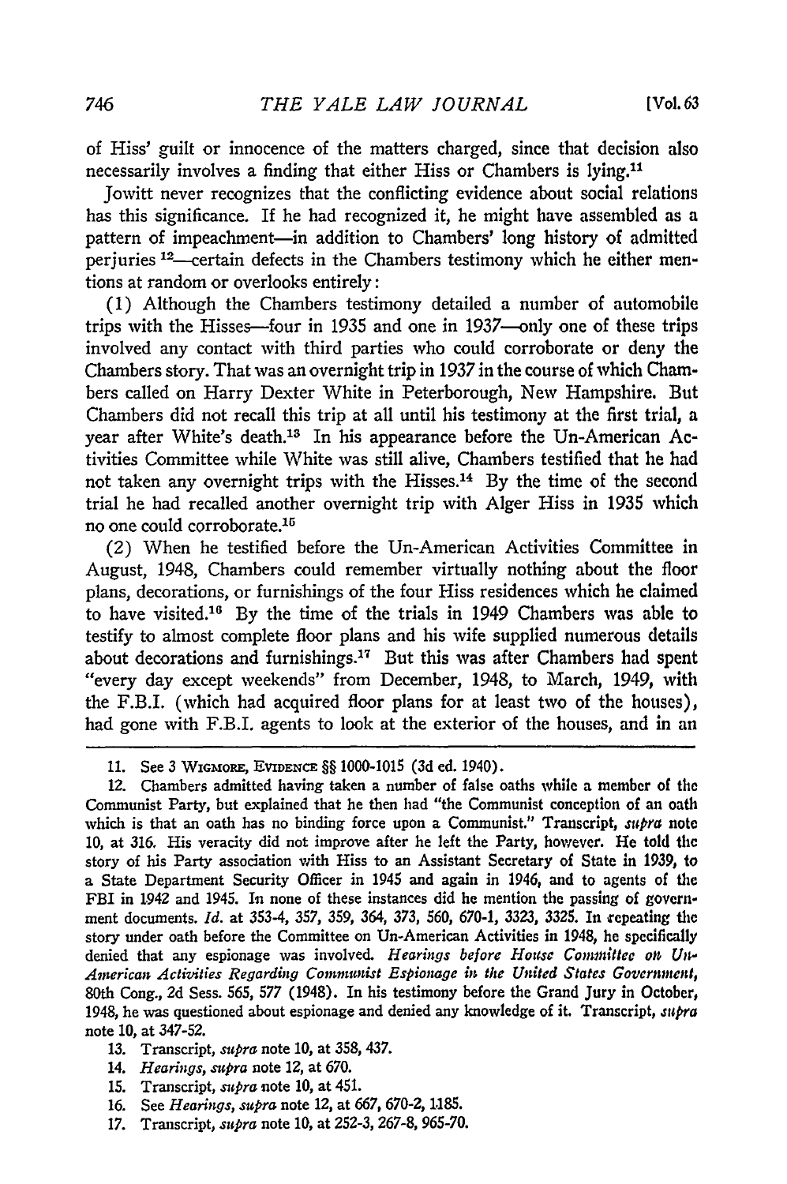of Hiss' guilt or innocence of the matters charged, since that decision also necessarily involves a finding that either Hiss or Chambers is lying.[11]

Jowitt never recognizes that the conflicting evidence about social relations has this significance. If he had recognized it, he might have assembled as a pattern of impeachment—in addition to Chambers' long history of admitted perjuries [12]—certain defects in the Chambers testimony which he either mentions at random or overlooks entirely:

(1) Although the Chambers testimony detailed a number of automobile trips with the Hisses—four in 1935 and one in 1937—only one of these trips involved any contact with third parties who could corroborate or deny the Chambers story. That was an overnight trip in 1937 in the course of which Chambers called on Harry Dexter White in Peterborough, New Hampshire. But Chambers did not recall this trip at all until his testimony at the first trial, a year after White's death.[13] In his appearance before the Un-American Activities Committee while White was still alive, Chambers testified that he had not taken any overnight trips with the Hisses.[14] By the time of the second trial he had recalled another overnight trip with Alger Hiss in 1935 which no one could corroborate.[15]

(2) When he testified before the Un-American Activities Committee in August, 1948, Chambers could remember virtually nothing about the floor plans, decorations, or furnishings of the four Hiss residences which he claimed to have visited.[16] By the time of the trials in 1949 Chambers was able to testify to almost complete floor plans and his wife supplied numerous details about decorations and furnishings.[17] But this was after Chambers had spent "every day except weekends" from December, 1948, to March, 1949, with the F.B.I. (which had acquired floor plans for at least two of the houses), had gone with F.B.I. agents to look at the exterior of the houses, and in an

---

11. See 3 Wigmore, Evidence §§ 1000-1015 (3d ed. 1940).

12. Chambers admitted having taken a number of false oaths while a member of the Communist Party, but explained that he then had "the Communist conception of an oath which is that an oath has no binding force upon a Communist." Transcript, *supra* note 10, at 316. His veracity did not improve after he left the Party, however. He told the story of his Party association with Hiss to an Assistant Secretary of State in 1939, to a State Department Security Officer in 1945 and again in 1946, and to agents of the FBI in 1942 and 1945. In none of these instances did he mention the passing of government documents. *Id.* at 353-4, 357, 359, 364, 373, 560, 670-1, 3323, 3325. In repeating the story under oath before the Committee on Un-American Activities in 1948, he specifically denied that any espionage was involved. *Hearings before House Committee on Un-American Activities Regarding Communist Espionage in the United States Government*, 80th Cong., 2d Sess. 565, 577 (1948). In his testimony before the Grand Jury in October, 1948, he was questioned about espionage and denied any knowledge of it. Transcript, *supra* note 10, at 347-52.

13. Transcript, *supra* note 10, at 358, 437.

14. *Hearings*, *supra* note 12, at 670.

15. Transcript, *supra* note 10, at 451.

16. See *Hearings*, *supra* note 12, at 667, 670-2, 1185.

17. Transcript, *supra* note 10, at 252-3, 267-8, 965-70.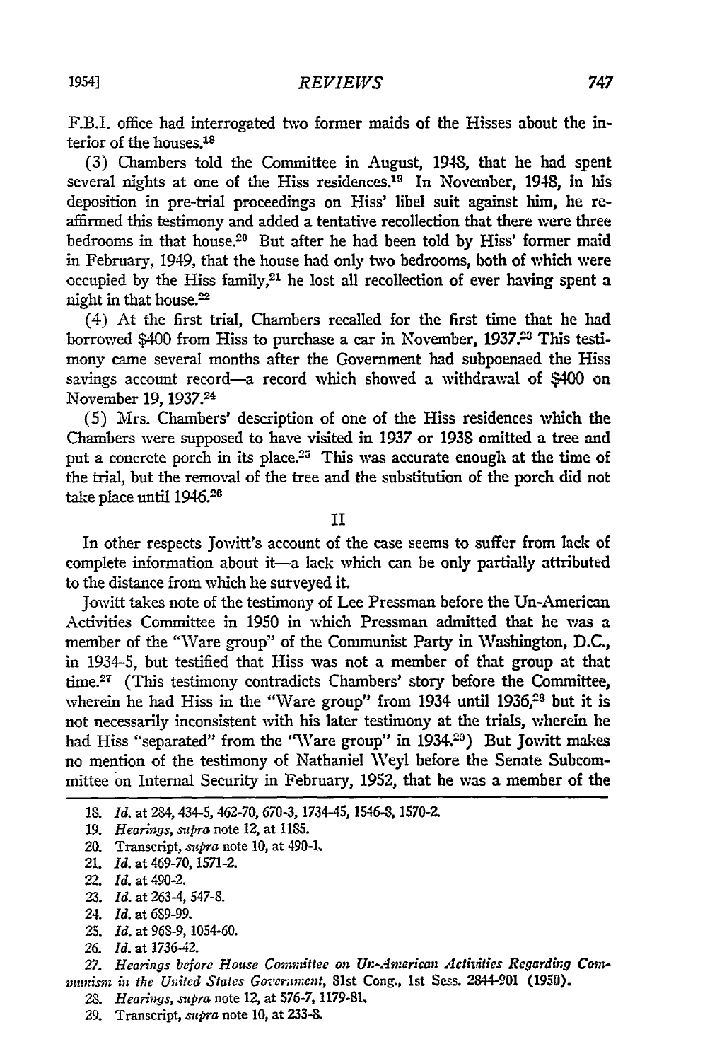F.B.I. office had interrogated two former maids of the Hisses about the interior of the houses.[18]

(3) Chambers told the Committee in August, 1948, that he had spent several nights at one of the Hiss residences.[19] In November, 1948, in his deposition in pre-trial proceedings on Hiss' libel suit against him, he reaffirmed this testimony and added a tentative recollection that there were three bedrooms in that house.[20] But after he had been told by Hiss' former maid in February, 1949, that the house had only two bedrooms, both of which were occupied by the Hiss family,[21] he lost all recollection of ever having spent a night in that house.[22]

(4) At the first trial, Chambers recalled for the first time that he had borrowed $400 from Hiss to purchase a car in November, 1937.[23] This testimony came several months after the Government had subpoenaed the Hiss savings account record—a record which showed a withdrawal of $400 on November 19, 1937.[24]

(5) Mrs. Chambers' description of one of the Hiss residences which the Chambers were supposed to have visited in 1937 or 1938 omitted a tree and put a concrete porch in its place.[25] This was accurate enough at the time of the trial, but the removal of the tree and the substitution of the porch did not take place until 1946.[26]

## II

In other respects Jowitt's account of the case seems to suffer from lack of complete information about it—a lack which can be only partially attributed to the distance from which he surveyed it.

Jowitt takes note of the testimony of Lee Pressman before the Un-American Activities Committee in 1950 in which Pressman admitted that he was a member of the "Ware group" of the Communist Party in Washington, D.C., in 1934-5, but testified that Hiss was not a member of that group at that time.[27] (This testimony contradicts Chambers' story before the Committee, wherein he had Hiss in the "Ware group" from 1934 until 1936,[28] but it is not necessarily inconsistent with his later testimony at the trials, wherein he had Hiss "separated" from the "Ware group" in 1934.[29]) But Jowitt makes no mention of the testimony of Nathaniel Weyl before the Senate Subcommittee on Internal Security in February, 1952, that he was a member of the

---

18. *Id.* at 284, 434-5, 462-70, 670-3, 1734-45, 1546-8, 1570-2.
19. *Hearings, supra* note 12, at 1185.
20. Transcript, *supra* note 10, at 490-1.
21. *Id.* at 469-70, 1571-2.
22. *Id.* at 490-2.
23. *Id.* at 263-4, 547-8.
24. *Id.* at 689-99.
25. *Id.* at 968-9, 1054-60.
26. *Id.* at 1736-42.
27. *Hearings before House Committee on Un-American Activities Regarding Communism in the United States Government*, 81st Cong., 1st Sess. 2844-901 (1950).
28. *Hearings, supra* note 12, at 576-7, 1179-81.
29. Transcript, *supra* note 10, at 233-8.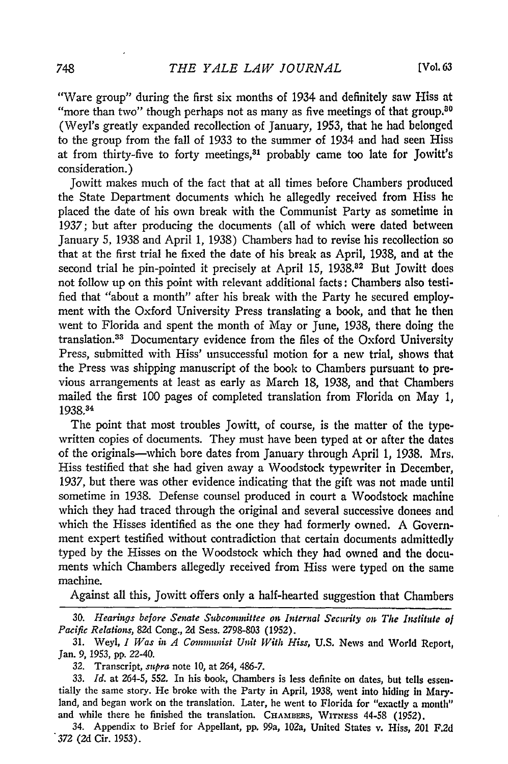"Ware group" during the first six months of 1934 and definitely saw Hiss at "more than two" though perhaps not as many as five meetings of that group.[30] (Weyl's greatly expanded recollection of January, 1953, that he had belonged to the group from the fall of 1933 to the summer of 1934 and had seen Hiss at from thirty-five to forty meetings,[31] probably came too late for Jowitt's consideration.)

Jowitt makes much of the fact that at all times before Chambers produced the State Department documents which he allegedly received from Hiss he placed the date of his own break with the Communist Party as sometime in 1937; but after producing the documents (all of which were dated between January 5, 1938 and April 1, 1938) Chambers had to revise his recollection so that at the first trial he fixed the date of his break as April, 1938, and at the second trial he pin-pointed it precisely at April 15, 1938.[32] But Jowitt does not follow up on this point with relevant additional facts: Chambers also testified that "about a month" after his break with the Party he secured employment with the Oxford University Press translating a book, and that he then went to Florida and spent the month of May or June, 1938, there doing the translation.[33] Documentary evidence from the files of the Oxford University Press, submitted with Hiss' unsuccessful motion for a new trial, shows that the Press was shipping manuscript of the book to Chambers pursuant to previous arrangements at least as early as March 18, 1938, and that Chambers mailed the first 100 pages of completed translation from Florida on May 1, 1938.[34]

The point that most troubles Jowitt, of course, is the matter of the typewritten copies of documents. They must have been typed at or after the dates of the originals—which bore dates from January through April 1, 1938. Mrs. Hiss testified that she had given away a Woodstock typewriter in December, 1937, but there was other evidence indicating that the gift was not made until sometime in 1938. Defense counsel produced in court a Woodstock machine which they had traced through the original and several successive donees and which the Hisses identified as the one they had formerly owned. A Government expert testified without contradiction that certain documents admittedly typed by the Hisses on the Woodstock which they had owned and the documents which Chambers allegedly received from Hiss were typed on the same machine.

Against all this, Jowitt offers only a half-hearted suggestion that Chambers

---

30. *Hearings before Senate Subcommittee on Internal Security on The Institute of Pacific Relations*, 82d Cong., 2d Sess. 2798-803 (1952).

31. Weyl, *I Was in A Communist Unit With Hiss*, U.S. News and World Report, Jan. 9, 1953, pp. 22-40.

32. Transcript, *supra* note 10, at 264, 486-7.

33. *Id.* at 264-5, 552. In his book, Chambers is less definite on dates, but tells essentially the same story. He broke with the Party in April, 1938, went into hiding in Maryland, and began work on the translation. Later, he went to Florida for "exactly a month" and while there he finished the translation. CHAMBERS, WITNESS 44-58 (1952).

34. Appendix to Brief for Appellant, pp. 99a, 102a, United States v. Hiss, 201 F.2d 372 (2d Cir. 1953).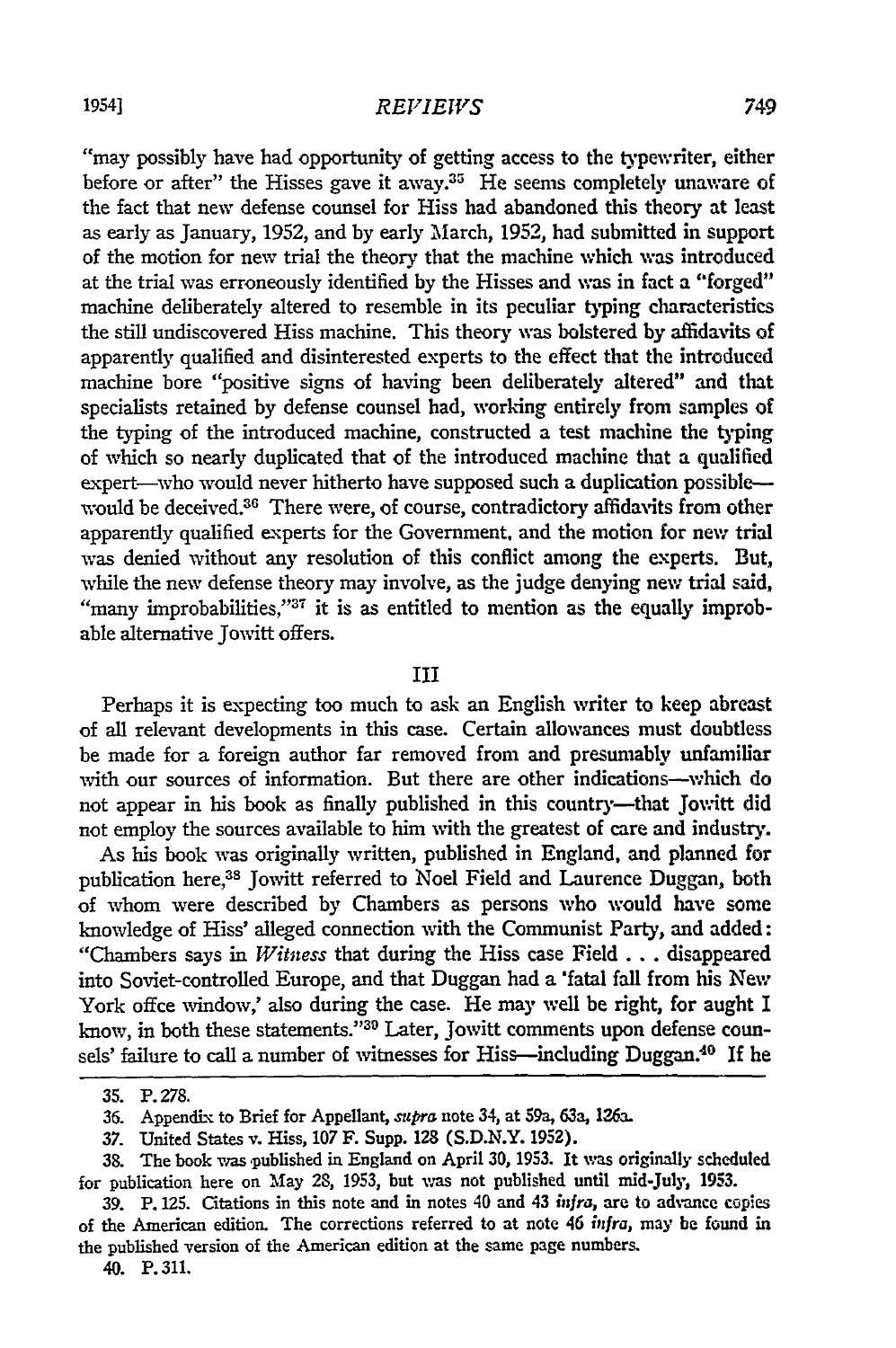"may possibly have had opportunity of getting access to the typewriter, either before or after" the Hisses gave it away.[35] He seems completely unaware of the fact that new defense counsel for Hiss had abandoned this theory at least as early as January, 1952, and by early March, 1952, had submitted in support of the motion for new trial the theory that the machine which was introduced at the trial was erroneously identified by the Hisses and was in fact a "forged" machine deliberately altered to resemble in its peculiar typing characteristics the still undiscovered Hiss machine. This theory was bolstered by affidavits of apparently qualified and disinterested experts to the effect that the introduced machine bore "positive signs of having been deliberately altered" and that specialists retained by defense counsel had, working entirely from samples of the typing of the introduced machine, constructed a test machine the typing of which so nearly duplicated that of the introduced machine that a qualified expert—who would never hitherto have supposed such a duplication possible—would be deceived.[36] There were, of course, contradictory affidavits from other apparently qualified experts for the Government, and the motion for new trial was denied without any resolution of this conflict among the experts. But, while the new defense theory may involve, as the judge denying new trial said, "many improbabilities,"[37] it is as entitled to mention as the equally improbable alternative Jowitt offers.

## III

Perhaps it is expecting too much to ask an English writer to keep abreast of all relevant developments in this case. Certain allowances must doubtless be made for a foreign author far removed from and presumably unfamiliar with our sources of information. But there are other indications—which do not appear in his book as finally published in this country—that Jowitt did not employ the sources available to him with the greatest of care and industry.

As his book was originally written, published in England, and planned for publication here,[38] Jowitt referred to Noel Field and Laurence Duggan, both of whom were described by Chambers as persons who would have some knowledge of Hiss' alleged connection with the Communist Party, and added: "Chambers says in *Witness* that during the Hiss case Field . . . disappeared into Soviet-controlled Europe, and that Duggan had a 'fatal fall from his New York offce window,' also during the case. He may well be right, for aught I know, in both these statements."[39] Later, Jowitt comments upon defense counsels' failure to call a number of witnesses for Hiss—including Duggan.[40] If he

---

35. P. 278.

36. Appendix to Brief for Appellant, *supra* note 34, at 59a, 63a, 126a.

37. United States v. Hiss, 107 F. Supp. 128 (S.D.N.Y. 1952).

38. The book was published in England on April 30, 1953. It was originally scheduled for publication here on May 28, 1953, but was not published until mid-July, 1953.

39. P. 125. Citations in this note and in notes 40 and 43 *infra*, are to advance copies of the American edition. The corrections referred to at note 46 *infra*, may be found in the published version of the American edition at the same page numbers.

40. P. 311.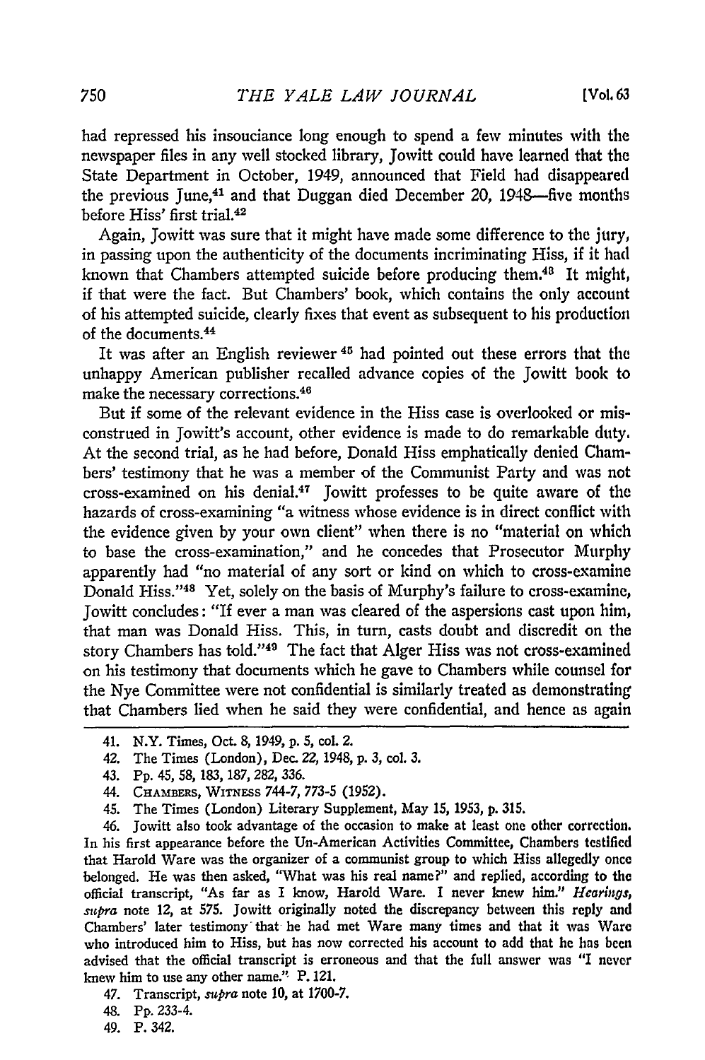had repressed his insouciance long enough to spend a few minutes with the newspaper files in any well stocked library, Jowitt could have learned that the State Department in October, 1949, announced that Field had disappeared the previous June,[41] and that Duggan died December 20, 1948—five months before Hiss' first trial.[42]

Again, Jowitt was sure that it might have made some difference to the jury, in passing upon the authenticity of the documents incriminating Hiss, if it had known that Chambers attempted suicide before producing them.[43] It might, if that were the fact. But Chambers' book, which contains the only account of his attempted suicide, clearly fixes that event as subsequent to his production of the documents.[44]

It was after an English reviewer[45] had pointed out these errors that the unhappy American publisher recalled advance copies of the Jowitt book to make the necessary corrections.[46]

But if some of the relevant evidence in the Hiss case is overlooked or misconstrued in Jowitt's account, other evidence is made to do remarkable duty. At the second trial, as he had before, Donald Hiss emphatically denied Chambers' testimony that he was a member of the Communist Party and was not cross-examined on his denial.[47] Jowitt professes to be quite aware of the hazards of cross-examining "a witness whose evidence is in direct conflict with the evidence given by your own client" when there is no "material on which to base the cross-examination," and he concedes that Prosecutor Murphy apparently had "no material of any sort or kind on which to cross-examine Donald Hiss."[48] Yet, solely on the basis of Murphy's failure to cross-examine, Jowitt concludes: "If ever a man was cleared of the aspersions cast upon him, that man was Donald Hiss. This, in turn, casts doubt and discredit on the story Chambers has told."[49] The fact that Alger Hiss was not cross-examined on his testimony that documents which he gave to Chambers while counsel for the Nye Committee were not confidential is similarly treated as demonstrating that Chambers lied when he said they were confidential, and hence as again

---

41. N.Y. Times, Oct. 8, 1949, p. 5, col. 2.

42. The Times (London), Dec. 22, 1948, p. 3, col. 3.

43. Pp. 45, 58, 183, 187, 282, 336.

44. CHAMBERS, WITNESS 744-7, 773-5 (1952).

45. The Times (London) Literary Supplement, May 15, 1953, p. 315.

46. Jowitt also took advantage of the occasion to make at least one other correction. In his first appearance before the Un-American Activities Committee, Chambers testified that Harold Ware was the organizer of a communist group to which Hiss allegedly once belonged. He was then asked, "What was his real name?" and replied, according to the official transcript, "As far as I know, Harold Ware. I never knew him." *Hearings, supra* note 12, at 575. Jowitt originally noted the discrepancy between this reply and Chambers' later testimony that he had met Ware many times and that it was Ware who introduced him to Hiss, but has now corrected his account to add that he has been advised that the official transcript is erroneous and that the full answer was "I never knew him to use any other name." P. 121.

47. Transcript, *supra* note 10, at 1700-7.

48. Pp. 233-4.

49. P. 342.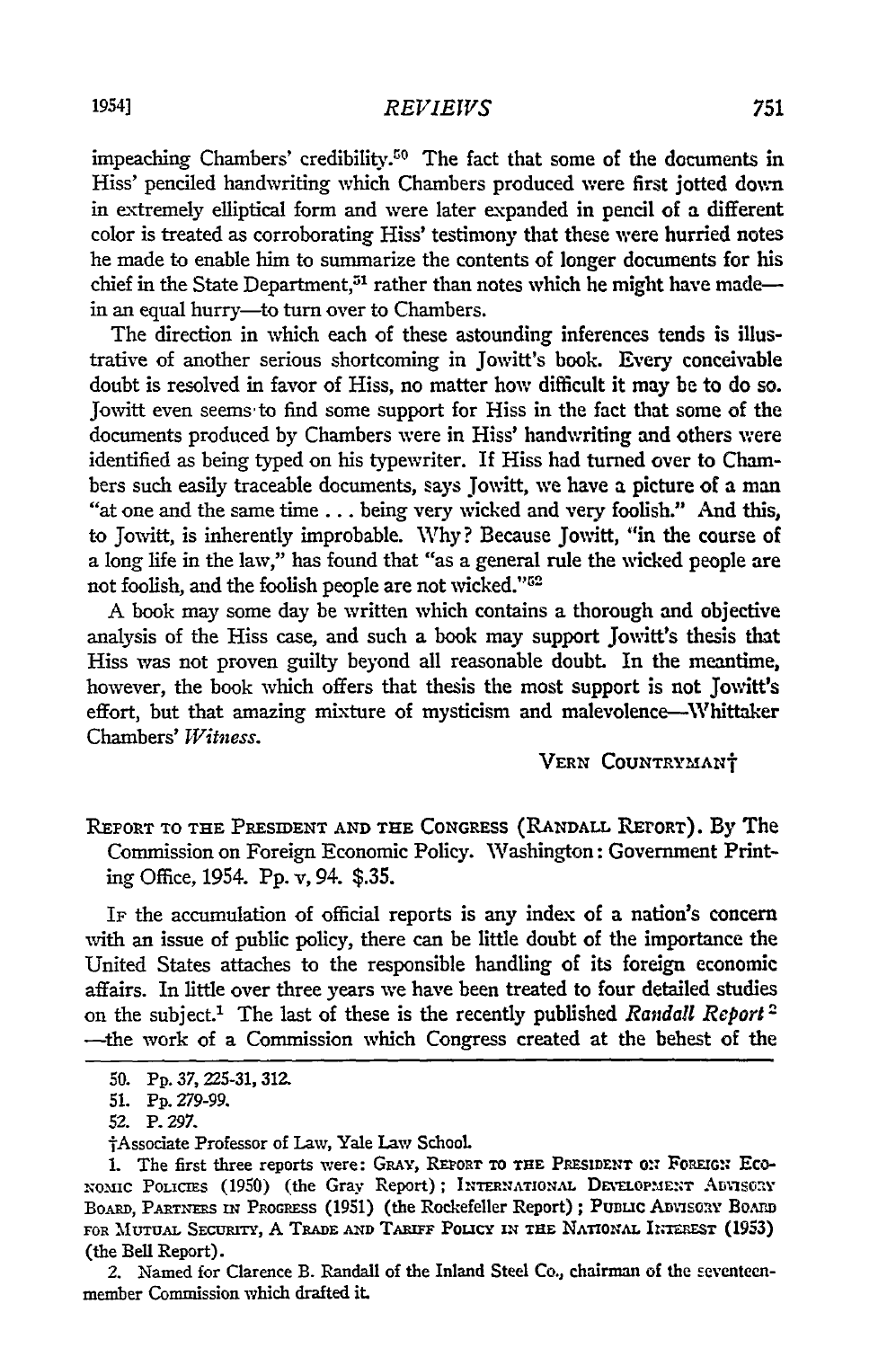impeaching Chambers' credibility.[50] The fact that some of the documents in Hiss' penciled handwriting which Chambers produced were first jotted down in extremely elliptical form and were later expanded in pencil of a different color is treated as corroborating Hiss' testimony that these were hurried notes he made to enable him to summarize the contents of longer documents for his chief in the State Department,[51] rather than notes which he might have made—in an equal hurry—to turn over to Chambers.

The direction in which each of these astounding inferences tends is illustrative of another serious shortcoming in Jowitt's book. Every conceivable doubt is resolved in favor of Hiss, no matter how difficult it may be to do so. Jowitt even seems to find some support for Hiss in the fact that some of the documents produced by Chambers were in Hiss' handwriting and others were identified as being typed on his typewriter. If Hiss had turned over to Chambers such easily traceable documents, says Jowitt, we have a picture of a man "at one and the same time . . . being very wicked and very foolish." And this, to Jowitt, is inherently improbable. Why? Because Jowitt, "in the course of a long life in the law," has found that "as a general rule the wicked people are not foolish, and the foolish people are not wicked."[52]

A book may some day be written which contains a thorough and objective analysis of the Hiss case, and such a book may support Jowitt's thesis that Hiss was not proven guilty beyond all reasonable doubt. In the meantime, however, the book which offers that thesis the most support is not Jowitt's effort, but that amazing mixture of mysticism and malevolence—Whittaker Chambers' *Witness*.

VERN COUNTRYMAN†

REPORT TO THE PRESIDENT AND THE CONGRESS (RANDALL REPORT). By The Commission on Foreign Economic Policy. Washington: Government Printing Office, 1954. Pp. v, 94. $.35.

IF the accumulation of official reports is any index of a nation's concern with an issue of public policy, there can be little doubt of the importance the United States attaches to the responsible handling of its foreign economic affairs. In little over three years we have been treated to four detailed studies on the subject.[1] The last of these is the recently published *Randall Report*[2] —the work of a Commission which Congress created at the behest of the

50. Pp. 37, 225-31, 312.

51. Pp. 279-99.

52. P. 297.

†Associate Professor of Law, Yale Law School.

1. The first three reports were: GRAY, REPORT TO THE PRESIDENT ON FOREIGN ECONOMIC POLICIES (1950) (the Gray Report); INTERNATIONAL DEVELOPMENT ADVISORY BOARD, PARTNERS IN PROGRESS (1951) (the Rockefeller Report); PUBLIC ADVISORY BOARD FOR MUTUAL SECURITY, A TRADE AND TARIFF POLICY IN THE NATIONAL INTEREST (1953) (the Bell Report).

2. Named for Clarence B. Randall of the Inland Steel Co., chairman of the seventeen-member Commission which drafted it.